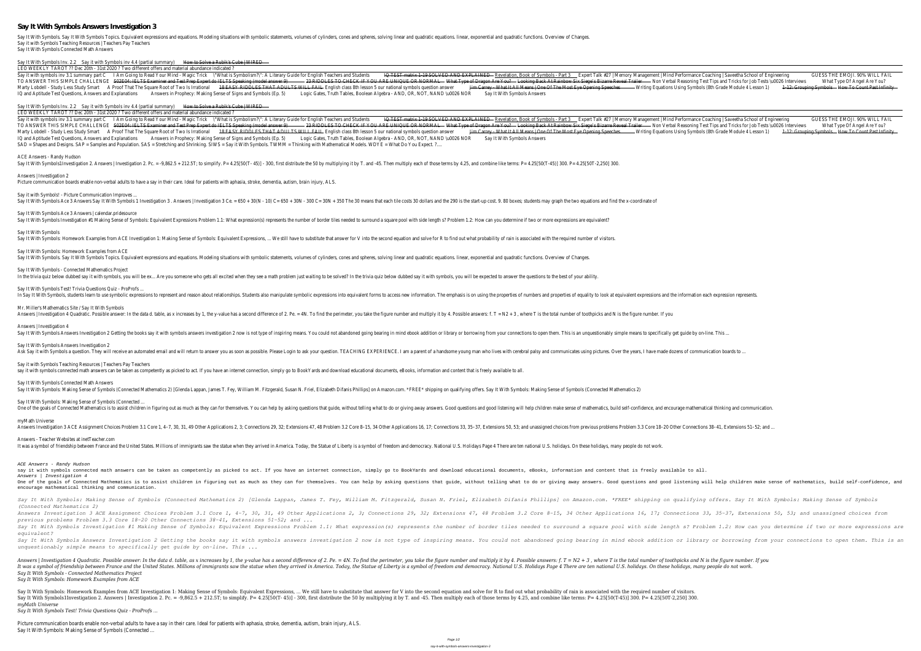# Say It With Symbols Answers Investigation 3

Say It With Symbols. Say It With Symbols Topics. Equivalent expressions and equations. Modeling situations with symbolic statements, volumes of cylinders, cones and spheres, solving linear and quadratic equations. linear, exponential and quadratic functions. Overview of Changes.
Say It with Symbols Teaching Resources | Teachers Pay Teachers
Say It With Symbols Connected Math Answers

Say It With Symbols Inv. 2.2 Say it with Symbols inv 4.4 (partial summary) How to Solve a Rubik's Cube | WIRED
LEO WEEKLY TAROT ?? Dec 20th - 31st 2020 ? Two different offers and material abundance indicated ?
Say it with symbols inv 3.1 summary part C I Am Going to Read Your Mind - Magic Trick \"What is Symbolism?\": A Literary Guide for English Teachers and Students IQ TEST matrix 1-19 SOLVED AND EXPLAINED Revelation, Book of Symbols - Part 3 Expert Talk #27 | Memory Management | Mind Performance Coaching | Saveetha School of Engineering GUESS THE EMOJI. 90% WILL FAIL TO ANSWER THIS SIMPLE CHALLENGE S02E04: IELTS Examiner and Test Prep Expert do IELTS Speaking (model answer 9) 23 RIDDLES TO CHECK IF YOU ARE UNIQUE OR NORMAL What Type of Dragon Are You? Looking Back At Rainbow Six Siege's Bizarre Reveal Trailer Non Verbal Reasoning Test Tips and Tricks for Job Tests \u0026 Interviews What Type Of Angel Are You? Marty Lobdell - Study Less Study Smart A Proof That The Square Root of Two Is Irrational 18 EASY RIDDLES THAT ADULTS WILL FAIL English class 8th lesson 5 our national symbols question answer Jim Carrey - What It All Means | One Of The Most Eye Opening Speeches Writing Equations Using Symbols (8th Grade Module 4 Lesson 1) 1-12: Grouping Symbols How To Count Past Infinity IQ and Aptitude Test Questions, Answers and Explanations Answers in Prophecy: Making Sense of Signs and Symbols (Ep. 5) Logic Gates, Truth Tables, Boolean Algebra - AND, OR, NOT, NAND \u0026 NOR Say It With Symbols Answers

Say It With Symbols Inv. 2.2 Say it with Symbols inv 4.4 (partial summary) How to Solve a Rubik's Cube | WIRED
LEO WEEKLY TAROT ?? Dec 20th - 31st 2020 ? Two different offers and material abundance indicated ?
Say it with symbols inv 3.1 summary part C I Am Going to Read Your Mind - Magic Trick \"What is Symbolism?\": A Literary Guide for English Teachers and Students IQ TEST matrix 1-19 SOLVED AND EXPLAINED Revelation, Book of Symbols - Part 3 Expert Talk #27 | Memory Management | Mind Performance Coaching | Saveetha School of Engineering GUESS THE EMOJI. 90% WILL FAIL TO ANSWER THIS SIMPLE CHALLENGE S02E04: IELTS Examiner and Test Prep Expert do IELTS Speaking (model answer 9) 23 RIDDLES TO CHECK IF YOU ARE UNIQUE OR NORMAL What Type of Dragon Are You? Looking Back At Rainbow Six Siege's Bizarre Reveal Trailer Non Verbal Reasoning Test Tips and Tricks for Job Tests \u0026 Interviews What Type Of Angel Are You? Marty Lobdell - Study Less Study Smart A Proof That The Square Root of Two Is Irrational 18 EASY RIDDLES THAT ADULTS WILL FAIL English class 8th lesson 5 our national symbols question answer Jim Carrey - What It All Means | One Of The Most Eye Opening Speeches Writing Equations Using Symbols (8th Grade Module 4 Lesson 1) 1-12: Grouping Symbols How To Count Past Infinity IQ and Aptitude Test Questions, Answers and Explanations Answers in Prophecy: Making Sense of Signs and Symbols (Ep. 5) Logic Gates, Truth Tables, Boolean Algebra - AND, OR, NOT, NAND \u0026 NOR Say It With Symbols Answers
SAD = Shapes and Designs. SAP = Samples and Population. SAS = Stretching and Shrinking. SIWS = Say it With Symbols. TWMM = Thinking with Mathematical Models. WDYE = What Do You Expect. ?...

ACE Answers - Randy Hudson
Say It With Symbols1Investigation 2. Answers | Investigation 2. Pc. = -9,862.5 + 212.5T; to simplify. P= 4.25[50(T- 45)] - 300, first distribute the 50 by multiplying it by T. and -45. Then multiply each of those terms by 4.25, and combine like terms: P= 4.25[50(T-45)] 300. P= 4.25[50T-2,250] 300.

Answers | Investigation 2
Picture communication boards enable non-verbal adults to have a say in their care. Ideal for patients with aphasia, stroke, dementia, autism, brain injury, ALS.

Say it with Symbols! - Picture Communication Improves ...
Say It With Symbols Ace 3 Answers Say It With Symbols 1 Investigation 3 . Answers | Investigation 3 Ce. = 650 + 30(N - 10) C= 650 + 30N - 300 C= 30N + 350 The 30 means that each tile costs 30 dollars and the 290 is the start-up cost. 9. 80 boxes; students may graph the two equations and find the x-coordinate of

Say It With Symbols Ace 3 Answers | calendar.pridesource
Say It With Symbols Investigation #1 Making Sense of Symbols: Equivalent Expressions Problem 1.1: What expression(s) represents the number of border tiles needed to surround a square pool with side length s? Problem 1.2: How can you determine if two or more expressions are equivalent?

Say It With Symbols
Say It With Symbols: Homework Examples from ACE Investigation 1: Making Sense of Symbols: Equivalent Expressions, ... We still have to substitute that answer for V into the second equation and solve for R to find out what probability of rain is associated with the required number of visitors.

Say It With Symbols: Homework Examples from ACE
Say It With Symbols. Say It With Symbols Topics. Equivalent expressions and equations. Modeling situations with symbolic statements, volumes of cylinders, cones and spheres, solving linear and quadratic equations. linear, exponential and quadratic functions. Overview of Changes.

Say It With Symbols - Connected Mathematics Project
In the trivia quiz below dubbed say it with symbols, you will be ex... Are you someone who gets all excited when they see a math problem just waiting to be solved? In the trivia quiz below dubbed say it with symbols, you will be expected to answer the questions to the best of your ability.

Say It With Symbols Test! Trivia Questions Quiz - ProProfs ...
In Say It With Symbols, students learn to use symbolic expressions to represent and reason about relationships. Students also manipulate symbolic expressions into equivalent forms to access new information. The emphasis is on using the properties of numbers and properties of equality to look at equivalent expressions and the information each expression represents.

Mr. Miller's Mathematics Site / Say It With Symbols
Answers | Investigation 4 Quadratic. Possible answer: In the data d. table, as x increases by 1, the y-value has a second difference of 2. Pe. = 4N. To find the perimeter, you take the figure number and multiply it by 4. Possible answers: f. T = N2 + 3 , where T is the total number of toothpicks and N is the figure number. If you

Answers | Investigation 4
Say It With Symbols Answers Investigation 2 Getting the books say it with symbols answers investigation 2 now is not type of inspiring means. You could not abandoned going bearing in mind ebook addition or library or borrowing from your connections to open them. This is an unquestionably simple means to specifically get guide by on-line. This ...

Say It With Symbols Answers Investigation 2
Ask Say it with Symbols a question. They will receive an automated email and will return to answer you as soon as possible. Please Login to ask your question. TEACHING EXPERIENCE. I am a parent of a handsome young man who lives with cerebral palsy and communicates using pictures. Over the years, I have made dozens of communication boards to ...

Say it with Symbols Teaching Resources | Teachers Pay Teachers
say it with symbols connected math answers can be taken as competently as picked to act. If you have an internet connection, simply go to BookYards and download educational documents, eBooks, information and content that is freely available to all.

Say It With Symbols Connected Math Answers
Say It With Symbols: Making Sense of Symbols (Connected Mathematics 2) [Glenda Lappan, James T. Fey, William M. Fitzgerald, Susan N. Friel, Elizabeth Difanis Phillips] on Amazon.com. *FREE* shipping on qualifying offers. Say It With Symbols: Making Sense of Symbols (Connected Mathematics 2)

Say It With Symbols: Making Sense of Symbols (Connected ...
One of the goals of Connected Mathematics is to assist children in figuring out as much as they can for themselves. You can help by asking questions that guide, without telling what to do or giving away answers. Good questions and good listening will help children make sense of mathematics, build self-confidence, and encourage mathematical thinking and communication.

myMath Universe
Answers Investigation 3 ACE Assignment Choices Problem 3.1 Core 1, 4–7, 30, 31, 49 Other Applications 2, 3; Connections 29, 32; Extensions 47, 48 Problem 3.2 Core 8–15, 34 Other Applications 16, 17; Connections 33, 35–37, Extensions 50, 53; and unassigned choices from previous problems Problem 3.3 Core 18–20 Other Connections 38–41, Extensions 51–52; and ...

Answers - Teacher Websites at inetTeacher.com
It was a symbol of friendship between France and the United States. Millions of immigrants saw the statue when they arrived in America. Today, the Statue of Liberty is a symbol of freedom and democracy. National U.S. Holidays Page 4 There are ten national U.S. holidays. On these holidays, many people do not work.

*ACE Answers - Randy Hudson*
say it with symbols connected math answers can be taken as competently as picked to act. If you have an internet connection, simply go to BookYards and download educational documents, eBooks, information and content that is freely available to all.
*Answers | Investigation 4*
One of the goals of Connected Mathematics is to assist children in figuring out as much as they can for themselves. You can help by asking questions that guide, without telling what to do or giving away answers. Good questions and good listening will help children make sense of mathematics, build self-confidence, and encourage mathematical thinking and communication.

*Say It With Symbols: Making Sense of Symbols (Connected Mathematics 2) [Glenda Lappan, James T. Fey, William M. Fitzgerald, Susan N. Friel, Elizabeth Difanis Phillips] on Amazon.com. *FREE* shipping on qualifying offers. Say It With Symbols: Making Sense of Symbols (Connected Mathematics 2)*
*Answers Investigation 3 ACE Assignment Choices Problem 3.1 Core 1, 4–7, 30, 31, 49 Other Applications 2, 3; Connections 29, 32; Extensions 47, 48 Problem 3.2 Core 8–15, 34 Other Applications 16, 17; Connections 33, 35–37, Extensions 50, 53; and unassigned choices from previous problems Problem 3.3 Core 18–20 Other Connections 38–41, Extensions 51–52; and ...*
*Say It With Symbols Investigation #1 Making Sense of Symbols: Equivalent Expressions Problem 1.1: What expression(s) represents the number of border tiles needed to surround a square pool with side length s? Problem 1.2: How can you determine if two or more expressions are equivalent?*
*Say It With Symbols Answers Investigation 2 Getting the books say it with symbols answers investigation 2 now is not type of inspiring means. You could not abandoned going bearing in mind ebook addition or library or borrowing from your connections to open them. This is an unquestionably simple means to specifically get guide by on-line. This ...*

*Answers | Investigation 4 Quadratic. Possible answer: In the data d. table, as x increases by 1, the y-value has a second difference of 2. Pe. = 4N. To find the perimeter, you take the figure number and multiply it by 4. Possible answers: f. T = N2 + 3 , where T is the total number of toothpicks and N is the figure number. If you*
*It was a symbol of friendship between France and the United States. Millions of immigrants saw the statue when they arrived in America. Today, the Statue of Liberty is a symbol of freedom and democracy. National U.S. Holidays Page 4 There are ten national U.S. holidays. On these holidays, many people do not work.*
*Say It With Symbols - Connected Mathematics Project*
*Say It With Symbols: Homework Examples from ACE*

Say It With Symbols: Homework Examples from ACE Investigation 1: Making Sense of Symbols: Equivalent Expressions, ... We still have to substitute that answer for V into the second equation and solve for R to find out what probability of rain is associated with the required number of visitors.
Say It With Symbols1Investigation 2. Answers | Investigation 2. Pc. = -9,862.5 + 212.5T; to simplify. P= 4.25[50(T- 45)] - 300, first distribute the 50 by multiplying it by T. and -45. Then multiply each of those terms by 4.25, and combine like terms: P= 4.25[50(T-45)] 300. P= 4.25[50T-2,250] 300.
*myMath Universe*
*Say It With Symbols Test! Trivia Questions Quiz - ProProfs ...*

Picture communication boards enable non-verbal adults to have a say in their care. Ideal for patients with aphasia, stroke, dementia, autism, brain injury, ALS.
Say It With Symbols: Making Sense of Symbols (Connected ...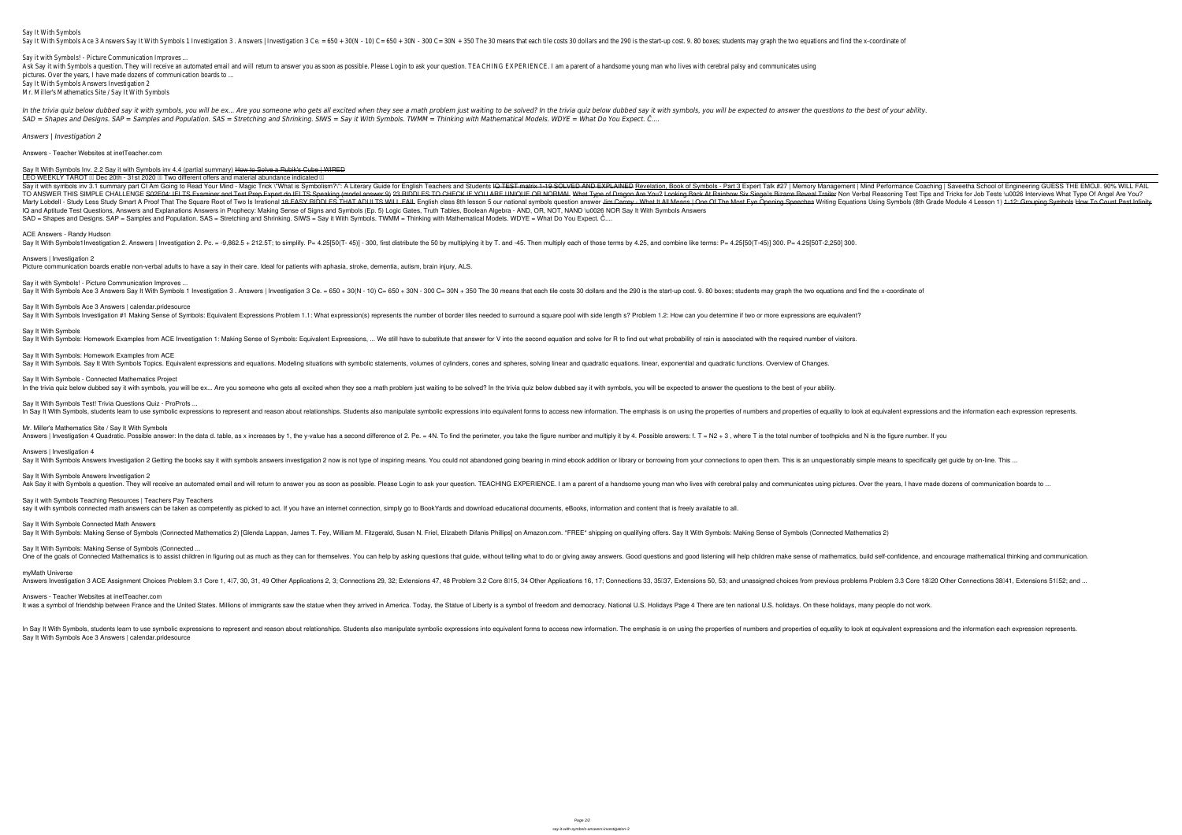Say It With Symbols
Say It With Symbols Ace 3 Answers Say It With Symbols 1 Investigation 3 . Answers | Investigation 3 Ce. = 650 + 30(N - 10) C= 650 + 30N - 300 C= 30N + 350 The 30 means that each tile costs 30 dollars and the 290 is the start-up cost. 9. 80 boxes; students may graph the two equations and find the x-coordinate of

Say it with Symbols! - Picture Communication Improves ...
Ask Say it with Symbols a question. They will receive an automated email and will return to answer you as soon as possible. Please Login to ask your question. TEACHING EXPERIENCE. I am a parent of a handsome young man who lives with cerebral palsy and communicates using pictures. Over the years, I have made dozens of communication boards to ...
Say It With Symbols Answers Investigation 2
Mr. Miller's Mathematics Site / Say It With Symbols

*In the trivia quiz below dubbed say it with symbols, you will be ex... Are you someone who gets all excited when they see a math problem just waiting to be solved? In the trivia quiz below dubbed say it with symbols, you will be expected to answer the questions to the best of your ability. SAD = Shapes and Designs. SAP = Samples and Population. SAS = Stretching and Shrinking. SIWS = Say it With Symbols. TWMM = Thinking with Mathematical Models. WDYE = What Do You Expect. Č....*

*Answers | Investigation 2*

Answers - Teacher Websites at inetTeacher.com

Say It With Symbols Inv. 2.2 Say it with Symbols inv 4.4 (partial summary) How to Solve a Rubik's Cube | WIRED
LEO WEEKLY TAROT Dec 20th - 31st 2020 Two different offers and material abundance indicated
Say it with symbols inv 3.1 summary part CI Am Going to Read Your Mind - Magic Trick \"What is Symbolism?\": A Literary Guide for English Teachers and Students IQ TEST matrix 1-19 SOLVED AND EXPLAINED Revelation, Book of Symbols - Part 3 Expert Talk #27 | Memory Management | Mind Performance Coaching | Saveetha School of Engineering GUESS THE EMOJI. 90% WILL FAIL TO ANSWER THIS SIMPLE CHALLENGE S02E04: IELTS Examiner and Test Prep Expert do IELTS Speaking (model answer 9) 23 RIDDLES TO CHECK IF YOU ARE UNIQUE OR NORMAL What Type of Dragon Are You? Looking Back At Rainbow Six Siege's Bizarre Reveal Trailer Non Verbal Reasoning Test Tips and Tricks for Job Tests \u0026 Interviews What Type Of Angel Are You? Marty Lobdell - Study Less Study Smart A Proof That The Square Root of Two Is Irrational 18 EASY RIDDLES THAT ADULTS WILL FAIL English class 8th lesson 5 our national symbols question answer Jim Carrey - What It All Means | One Of The Most Eye Opening Speeches Writing Equations Using Symbols (8th Grade Module 4 Lesson 1) 1-12: Grouping Symbols How To Count Past Infinity IQ and Aptitude Test Questions, Answers and Explanations Answers in Prophecy: Making Sense of Signs and Symbols (Ep. 5) Logic Gates, Truth Tables, Boolean Algebra - AND, OR, NOT, NAND \u0026 NOR Say It With Symbols Answers
SAD = Shapes and Designs. SAP = Samples and Population. SAS = Stretching and Shrinking. SIWS = Say it With Symbols. TWMM = Thinking with Mathematical Models. WDYE = What Do You Expect. Č....

ACE Answers - Randy Hudson
Say It With Symbols1Investigation 2. Answers | Investigation 2. Pc. = -9,862.5 + 212.5T; to simplify. P= 4.25[50(T- 45)] - 300, first distribute the 50 by multiplying it by T. and -45. Then multiply each of those terms by 4.25, and combine like terms: P= 4.25[50(T-45)] 300. P= 4.25[50T-2,250] 300.

Answers | Investigation 2
Picture communication boards enable non-verbal adults to have a say in their care. Ideal for patients with aphasia, stroke, dementia, autism, brain injury, ALS.

Say it with Symbols! - Picture Communication Improves ...
Say It With Symbols Ace 3 Answers Say It With Symbols 1 Investigation 3 . Answers | Investigation 3 Ce. = 650 + 30(N - 10) C= 650 + 30N - 300 C= 30N + 350 The 30 means that each tile costs 30 dollars and the 290 is the start-up cost. 9. 80 boxes; students may graph the two equations and find the x-coordinate of

Say It With Symbols Ace 3 Answers | calendar.pridesource
Say It With Symbols Investigation #1 Making Sense of Symbols: Equivalent Expressions Problem 1.1: What expression(s) represents the number of border tiles needed to surround a square pool with side length s? Problem 1.2: How can you determine if two or more expressions are equivalent?

Say It With Symbols
Say It With Symbols: Homework Examples from ACE Investigation 1: Making Sense of Symbols: Equivalent Expressions, ... We still have to substitute that answer for V into the second equation and solve for R to find out what probability of rain is associated with the required number of visitors.

Say It With Symbols: Homework Examples from ACE
Say It With Symbols. Say It With Symbols Topics. Equivalent expressions and equations. Modeling situations with symbolic statements, volumes of cylinders, cones and spheres, solving linear and quadratic equations. linear, exponential and quadratic functions. Overview of Changes.

Say It With Symbols - Connected Mathematics Project
In the trivia quiz below dubbed say it with symbols, you will be ex... Are you someone who gets all excited when they see a math problem just waiting to be solved? In the trivia quiz below dubbed say it with symbols, you will be expected to answer the questions to the best of your ability.

Say It With Symbols Test! Trivia Questions Quiz - ProProfs ...
In Say It With Symbols, students learn to use symbolic expressions to represent and reason about relationships. Students also manipulate symbolic expressions into equivalent forms to access new information. The emphasis is on using the properties of numbers and properties of equality to look at equivalent expressions and the information each expression represents.

Mr. Miller's Mathematics Site / Say It With Symbols
Answers | Investigation 4 Quadratic. Possible answer: In the data d. table, as x increases by 1, the y-value has a second difference of 2. Pe. = 4N. To find the perimeter, you take the figure number and multiply it by 4. Possible answers: f. T = N2 + 3 , where T is the total number of toothpicks and N is the figure number. If you

Answers | Investigation 4
Say It With Symbols Answers Investigation 2 Getting the books say it with symbols answers investigation 2 now is not type of inspiring means. You could not abandoned going bearing in mind ebook addition or library or borrowing from your connections to open them. This is an unquestionably simple means to specifically get guide by on-line. This ...

Say It With Symbols Answers Investigation 2
Ask Say it with Symbols a question. They will receive an automated email and will return to answer you as soon as possible. Please Login to ask your question. TEACHING EXPERIENCE. I am a parent of a handsome young man who lives with cerebral palsy and communicates using pictures. Over the years, I have made dozens of communication boards to ...

Say it with Symbols Teaching Resources | Teachers Pay Teachers
say it with symbols connected math answers can be taken as competently as picked to act. If you have an internet connection, simply go to BookYards and download educational documents, eBooks, information and content that is freely available to all.

Say It With Symbols Connected Math Answers
Say It With Symbols: Making Sense of Symbols (Connected Mathematics 2) [Glenda Lappan, James T. Fey, William M. Fitzgerald, Susan N. Friel, Elizabeth Difanis Phillips] on Amazon.com. *FREE* shipping on qualifying offers. Say It With Symbols: Making Sense of Symbols (Connected Mathematics 2)

Say It With Symbols: Making Sense of Symbols (Connected ...
One of the goals of Connected Mathematics is to assist children in figuring out as much as they can for themselves. You can help by asking questions that guide, without telling what to do or giving away answers. Good questions and good listening will help children make sense of mathematics, build self-confidence, and encourage mathematical thinking and communication.

myMath Universe
Answers Investigation 3 ACE Assignment Choices Problem 3.1 Core 1, 4–7, 30, 31, 49 Other Applications 2, 3; Connections 29, 32; Extensions 47, 48 Problem 3.2 Core 8–15, 34 Other Applications 16, 17; Connections 33, 35–37, Extensions 50, 53; and unassigned choices from previous problems Problem 3.3 Core 18–20 Other Connections 38–41, Extensions 51–52; and ...

Answers - Teacher Websites at inetTeacher.com
It was a symbol of friendship between France and the United States. Millions of immigrants saw the statue when they arrived in America. Today, the Statue of Liberty is a symbol of freedom and democracy. National U.S. Holidays Page 4 There are ten national U.S. holidays. On these holidays, many people do not work.

In Say It With Symbols, students learn to use symbolic expressions to represent and reason about relationships. Students also manipulate symbolic expressions into equivalent forms to access new information. The emphasis is on using the properties of numbers and properties of equality to look at equivalent expressions and the information each expression represents.
Say It With Symbols Ace 3 Answers | calendar.pridesource